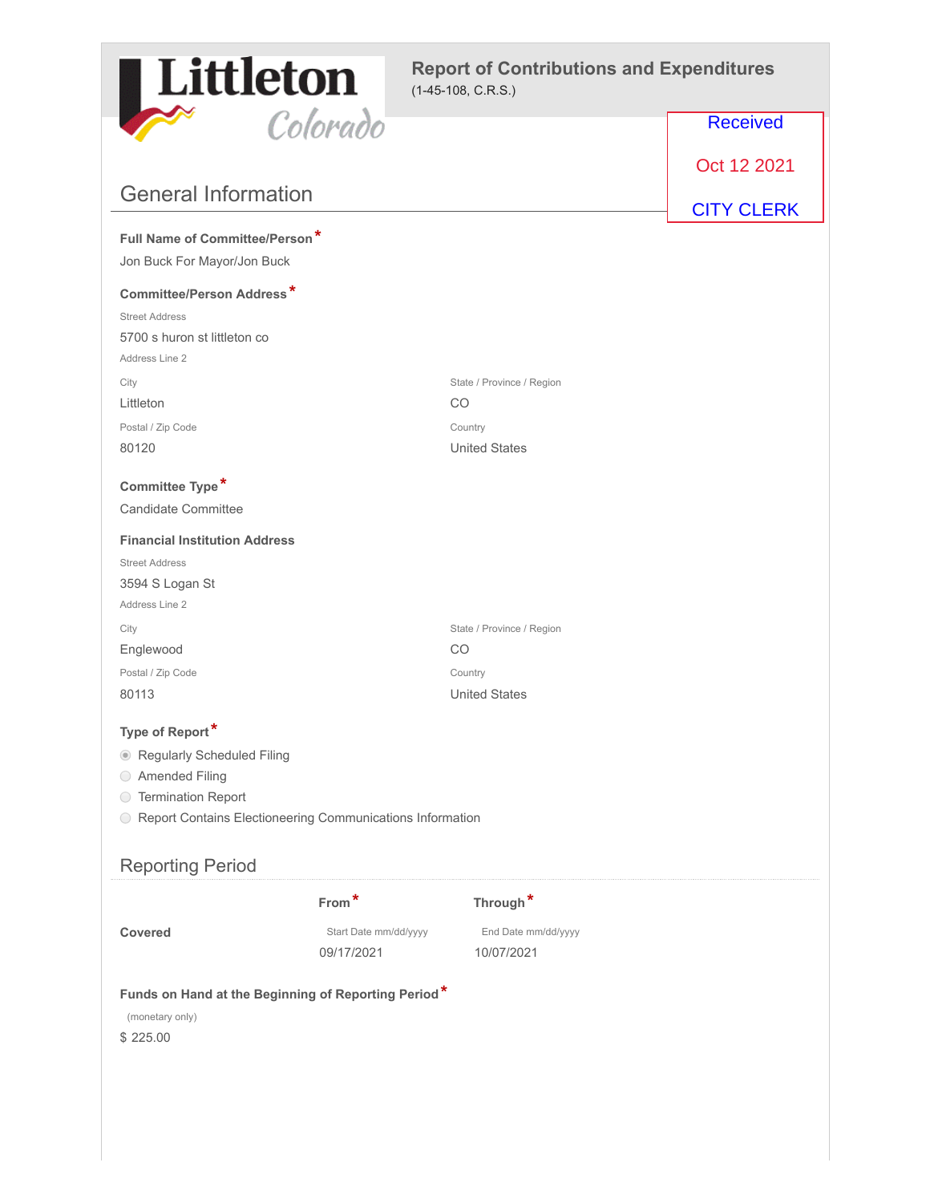Littleton Colorado

# Report of Contributions and Expenditures

(1-45-108, C.R.S.)

Received

Oct 12 2021

CITY CLERK

## General Information

**Full Name of Committee/Person***

Jon Buck For Mayor/Jon Buck

**Committee/Person Address***

Street Address

5700 s huron st littleton co

Address Line 2

| City | State / Province / Region |
|---|---|
| Littleton | CO |
| **Postal / Zip Code** | **Country** |
| 80120 | United States |

**Committee Type***

Candidate Committee

**Financial Institution Address**

Street Address

3594 S Logan St

Address Line 2

| City | State / Province / Region |
|---|---|
| Englewood | CO |
| **Postal / Zip Code** | **Country** |
| 80113 | United States |

**Type of Report***

- (●) Regularly Scheduled Filing
- ( ) Amended Filing
- ( ) Termination Report
- ( ) Report Contains Electioneering Communications Information

## Reporting Period

| | From* | Through* |
|---|---|---|
| | Start Date mm/dd/yyyy | End Date mm/dd/yyyy |
| **Covered** | 09/17/2021 | 10/07/2021 |

**Funds on Hand at the Beginning of Reporting Period***

(monetary only)

$ 225.00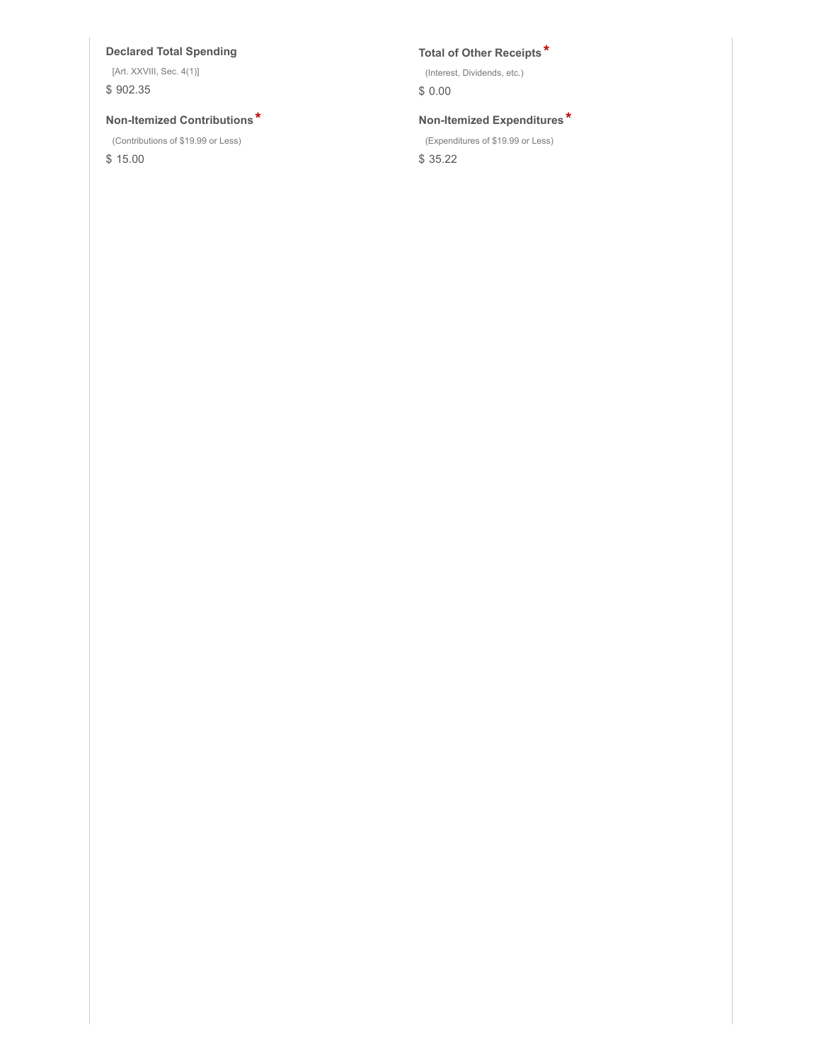**Declared Total Spending**

[Art. XXVIII, Sec. 4(1)]

$ 902.35

**Total of Other Receipts***

(Interest, Dividends, etc.)

$ 0.00

**Non-Itemized Contributions***

(Contributions of $19.99 or Less)

$ 15.00

**Non-Itemized Expenditures***

(Expenditures of $19.99 or Less)

$ 35.22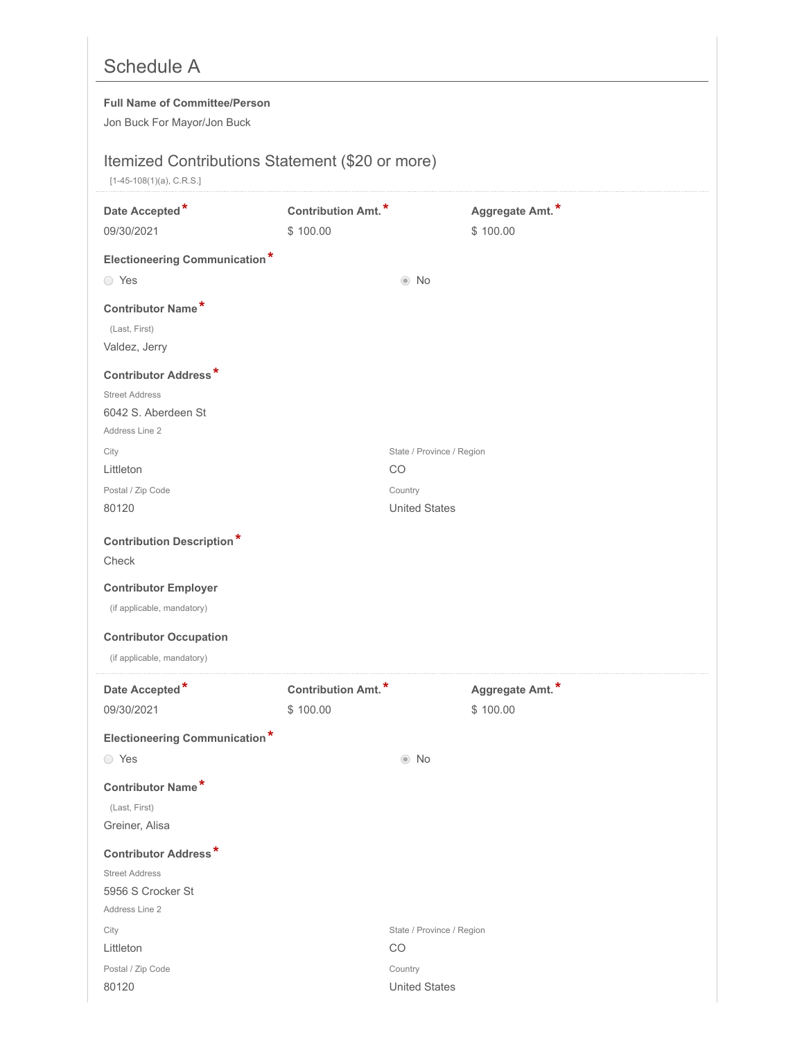## Schedule A

**Full Name of Committee/Person**

Jon Buck For Mayor/Jon Buck

### Itemized Contributions Statement ($20 or more)

[1-45-108(1)(a), C.R.S.]

---

| **Date Accepted** * | **Contribution Amt.** * | **Aggregate Amt.** * |
| --- | --- | --- |
| 09/30/2021 | $ 100.00 | $ 100.00 |

**Electioneering Communication** *

○ Yes ◉ No

**Contributor Name** *

(Last, First)

Valdez, Jerry

**Contributor Address** *

Street Address

6042 S. Aberdeen St

Address Line 2

| City | State / Province / Region |
| --- | --- |
| Littleton | CO |

| Postal / Zip Code | Country |
| --- | --- |
| 80120 | United States |

**Contribution Description** *

Check

**Contributor Employer**

(if applicable, mandatory)

**Contributor Occupation**

(if applicable, mandatory)

---

| **Date Accepted** * | **Contribution Amt.** * | **Aggregate Amt.** * |
| --- | --- | --- |
| 09/30/2021 | $ 100.00 | $ 100.00 |

**Electioneering Communication** *

○ Yes ◉ No

**Contributor Name** *

(Last, First)

Greiner, Alisa

**Contributor Address** *

Street Address

5956 S Crocker St

Address Line 2

| City | State / Province / Region |
| --- | --- |
| Littleton | CO |

| Postal / Zip Code | Country |
| --- | --- |
| 80120 | United States |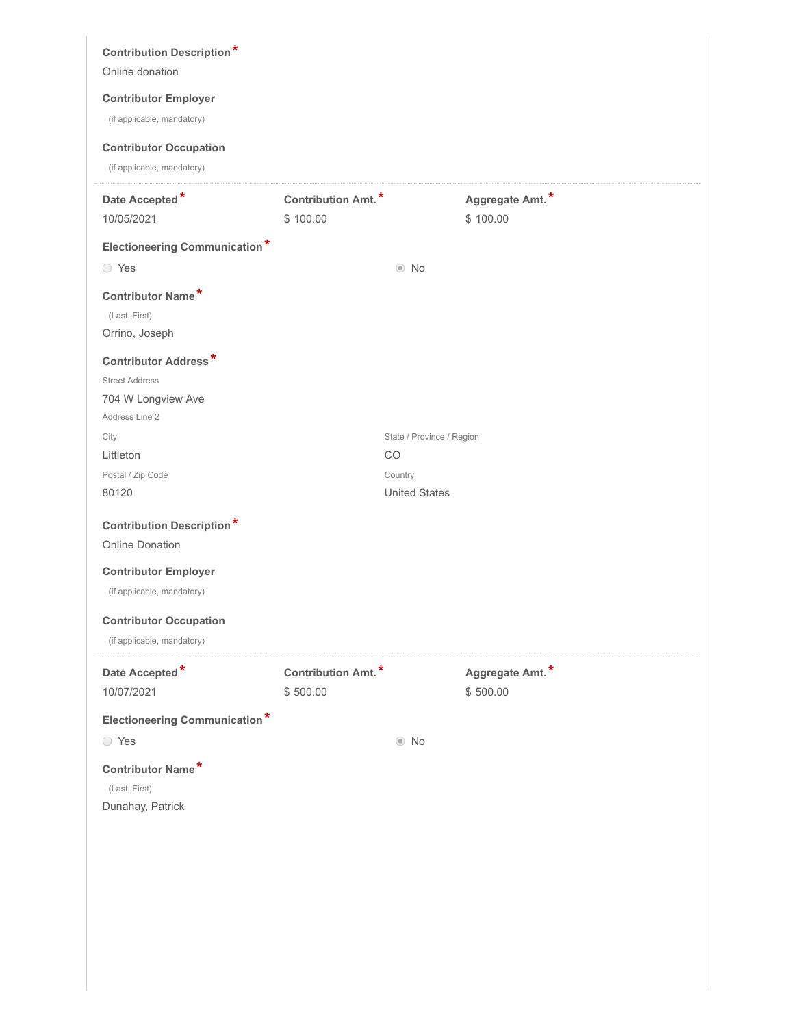**Contribution Description** *

Online donation

**Contributor Employer**

(if applicable, mandatory)

**Contributor Occupation**

(if applicable, mandatory)

---

| Date Accepted * | Contribution Amt. * | Aggregate Amt. * |
|---|---|---|
| 10/05/2021 | $ 100.00 | $ 100.00 |

**Electioneering Communication** *

○ Yes ◉ No

**Contributor Name** *

(Last, First)

Orrino, Joseph

**Contributor Address** *

Street Address

704 W Longview Ave

Address Line 2

City

Littleton

State / Province / Region

CO

Postal / Zip Code

80120

Country

United States

**Contribution Description** *

Online Donation

**Contributor Employer**

(if applicable, mandatory)

**Contributor Occupation**

(if applicable, mandatory)

---

| Date Accepted * | Contribution Amt. * | Aggregate Amt. * |
|---|---|---|
| 10/07/2021 | $ 500.00 | $ 500.00 |

**Electioneering Communication** *

○ Yes ◉ No

**Contributor Name** *

(Last, First)

Dunahay, Patrick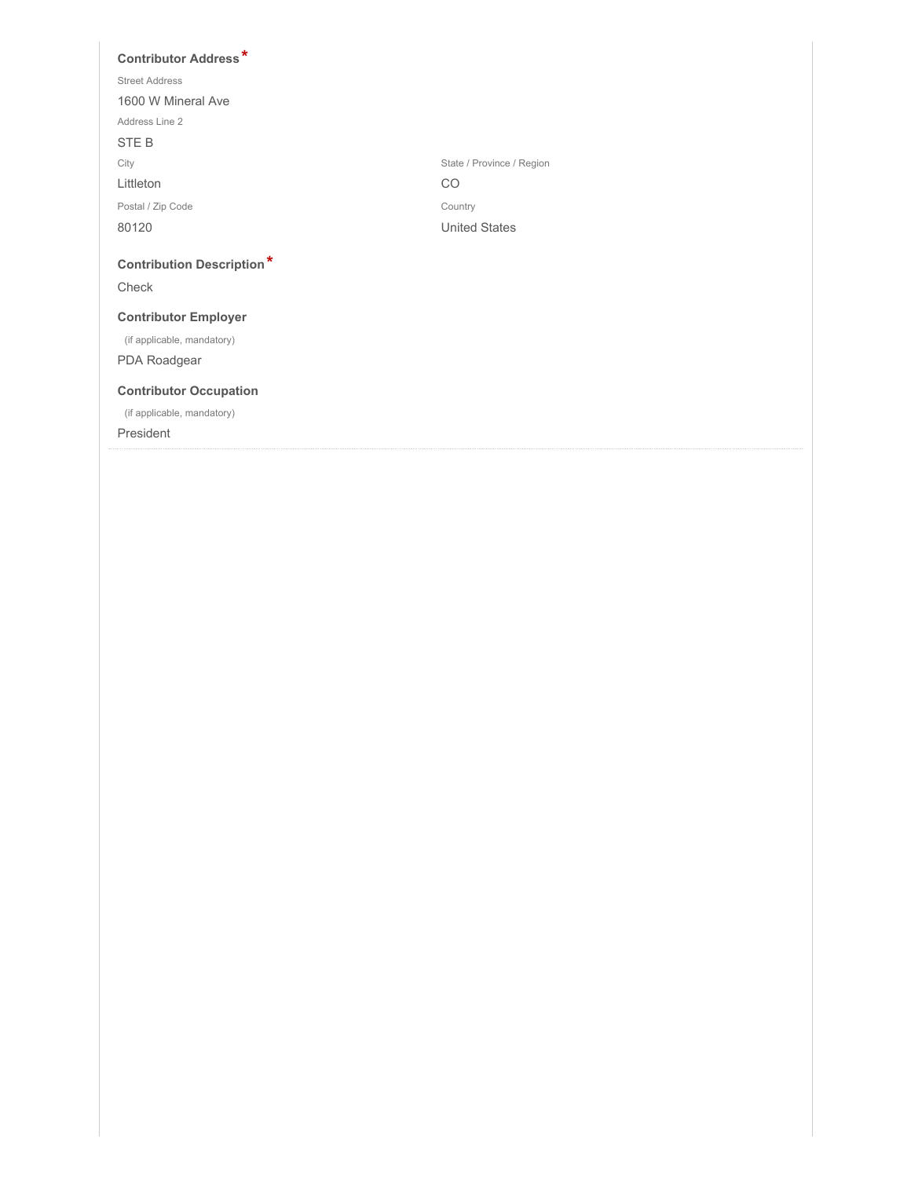**Contributor Address** *

Street Address

1600 W Mineral Ave

Address Line 2

STE B

City

Littleton

State / Province / Region

CO

Postal / Zip Code

80120

Country

United States

**Contribution Description** *

Check

**Contributor Employer**

(if applicable, mandatory)

PDA Roadgear

**Contributor Occupation**

(if applicable, mandatory)

President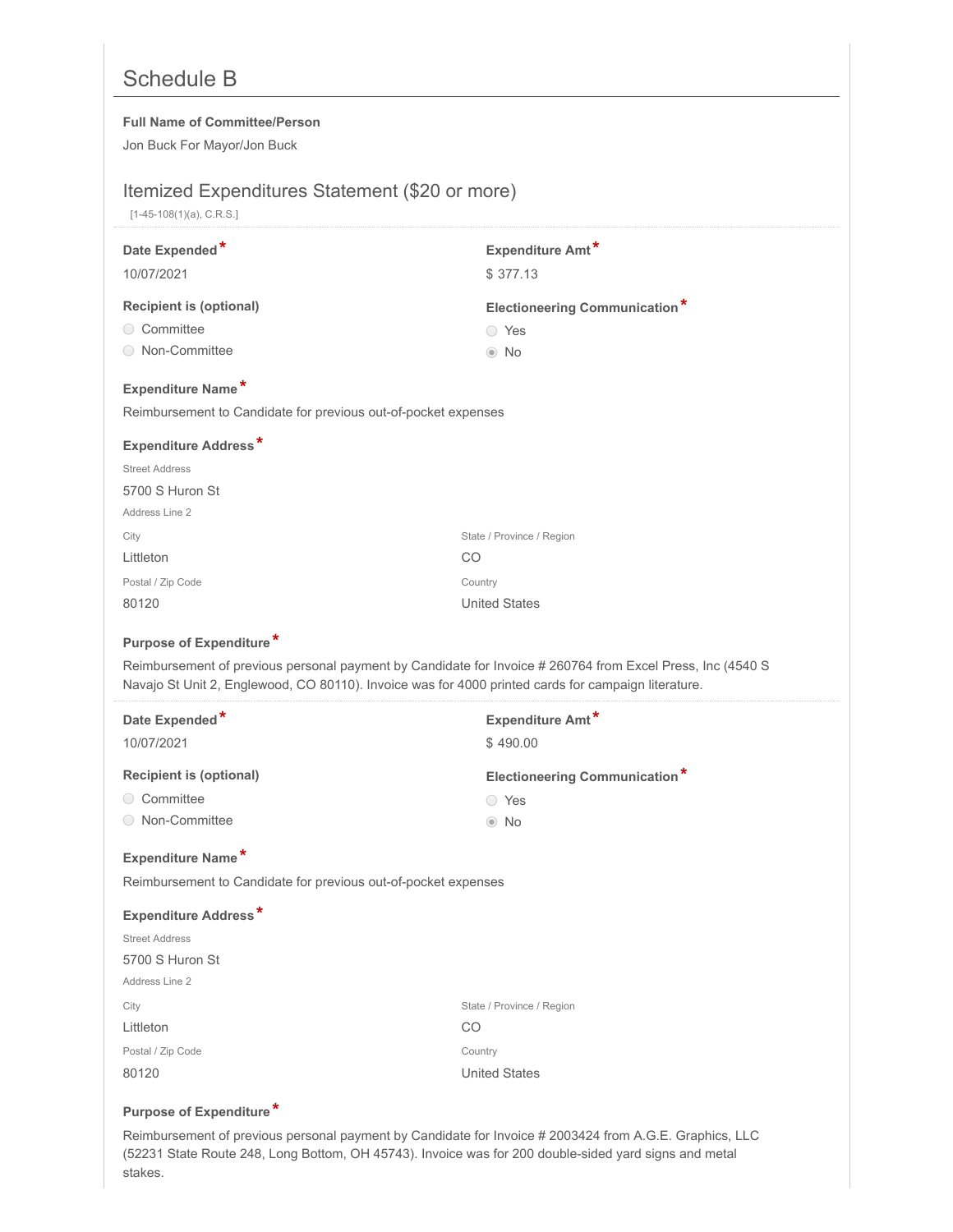# Schedule B

**Full Name of Committee/Person**

Jon Buck For Mayor/Jon Buck

## Itemized Expenditures Statement ($20 or more)

[1-45-108(1)(a), C.R.S.]

---

**Date Expended***

10/07/2021

**Expenditure Amt***

$ 377.13

**Recipient is (optional)**

- ○ Committee
- ○ Non-Committee

**Electioneering Communication***

- ○ Yes
- ◉ No

**Expenditure Name***

Reimbursement to Candidate for previous out-of-pocket expenses

**Expenditure Address***

Street Address

5700 S Huron St

Address Line 2

City

Littleton

State / Province / Region

CO

Postal / Zip Code

80120

Country

United States

**Purpose of Expenditure***

Reimbursement of previous personal payment by Candidate for Invoice # 260764 from Excel Press, Inc (4540 S Navajo St Unit 2, Englewood, CO 80110). Invoice was for 4000 printed cards for campaign literature.

---

**Date Expended***

10/07/2021

**Expenditure Amt***

$ 490.00

**Recipient is (optional)**

- ○ Committee
- ○ Non-Committee

**Electioneering Communication***

- ○ Yes
- ◉ No

**Expenditure Name***

Reimbursement to Candidate for previous out-of-pocket expenses

**Expenditure Address***

Street Address

5700 S Huron St

Address Line 2

City

Littleton

State / Province / Region

CO

Postal / Zip Code

80120

Country

United States

**Purpose of Expenditure***

Reimbursement of previous personal payment by Candidate for Invoice # 2003424 from A.G.E. Graphics, LLC (52231 State Route 248, Long Bottom, OH 45743). Invoice was for 200 double-sided yard signs and metal stakes.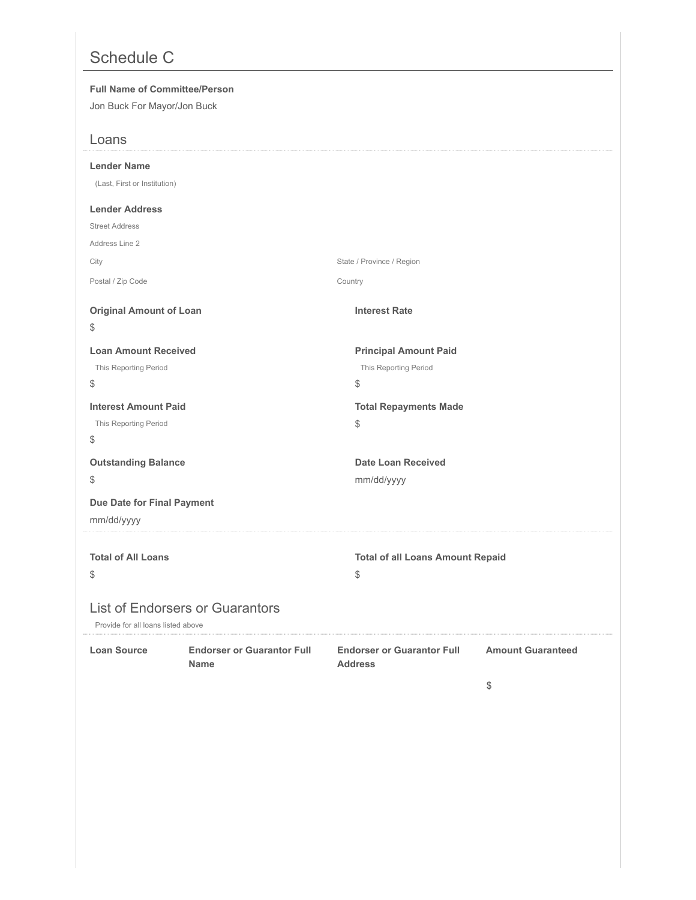# Schedule C

**Full Name of Committee/Person**

Jon Buck For Mayor/Jon Buck

## Loans

**Lender Name**

(Last, First or Institution)

**Lender Address**

Street Address

Address Line 2

City

State / Province / Region

Postal / Zip Code

Country

**Original Amount of Loan**

$

**Interest Rate**

**Loan Amount Received**

This Reporting Period

$

**Principal Amount Paid**

This Reporting Period

$

**Interest Amount Paid**

This Reporting Period

$

**Total Repayments Made**

$

**Outstanding Balance**

$

**Date Loan Received**

mm/dd/yyyy

**Due Date for Final Payment**

mm/dd/yyyy

**Total of All Loans**

$

**Total of all Loans Amount Repaid**

$

## List of Endorsers or Guarantors

Provide for all loans listed above

| Loan Source | Endorser or Guarantor Full Name | Endorser or Guarantor Full Address | Amount Guaranteed |
|---|---|---|---|
| | | | $ |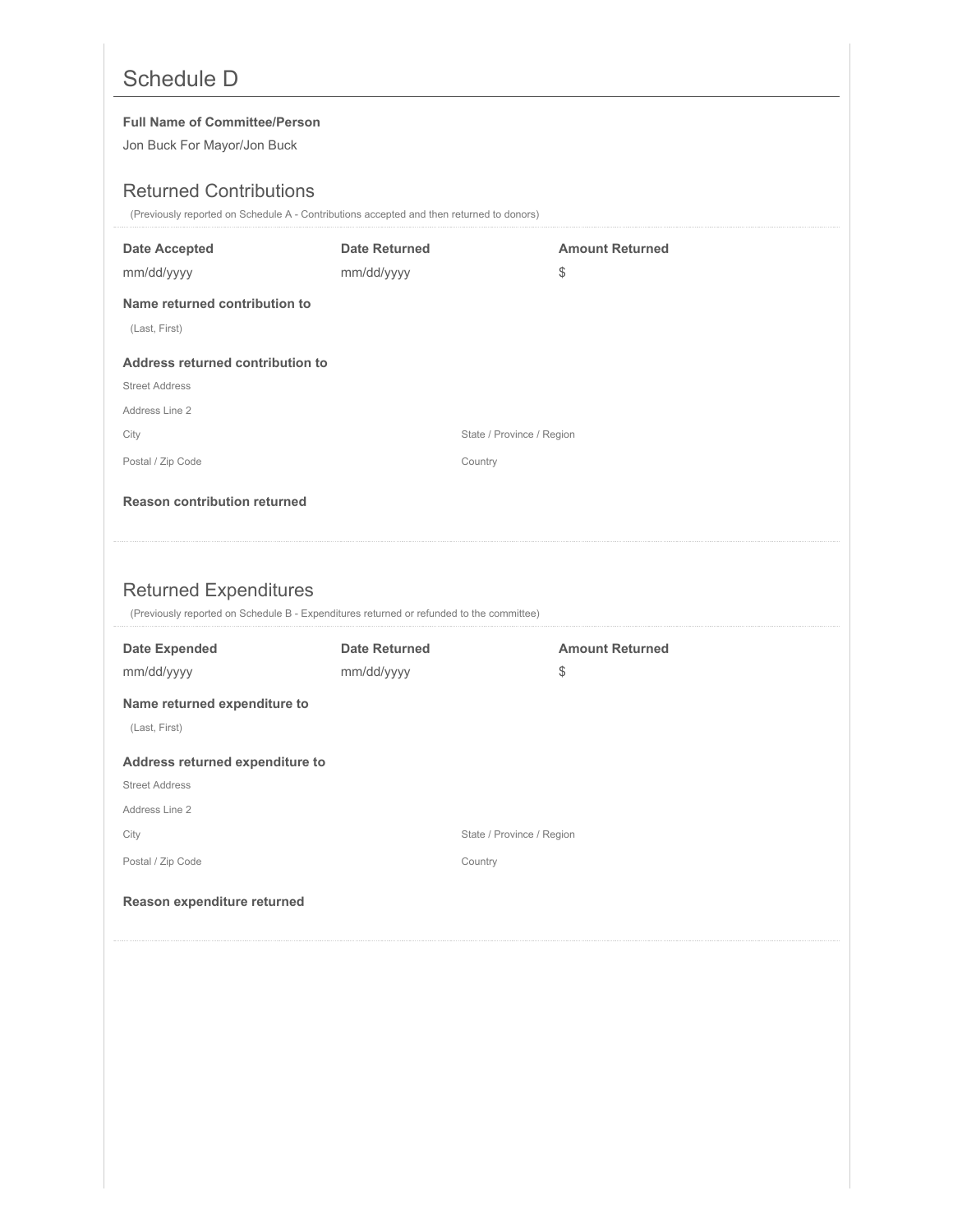# Schedule D

**Full Name of Committee/Person**

Jon Buck For Mayor/Jon Buck

## Returned Contributions

(Previously reported on Schedule A - Contributions accepted and then returned to donors)

| Date Accepted | Date Returned | Amount Returned |
|---|---|---|
| mm/dd/yyyy | mm/dd/yyyy | $ |

**Name returned contribution to**

(Last, First)

**Address returned contribution to**

Street Address

Address Line 2

City

State / Province / Region

Postal / Zip Code

Country

**Reason contribution returned**

## Returned Expenditures

(Previously reported on Schedule B - Expenditures returned or refunded to the committee)

| Date Expended | Date Returned | Amount Returned |
|---|---|---|
| mm/dd/yyyy | mm/dd/yyyy | $ |

**Name returned expenditure to**

(Last, First)

**Address returned expenditure to**

Street Address

Address Line 2

City

State / Province / Region

Postal / Zip Code

Country

**Reason expenditure returned**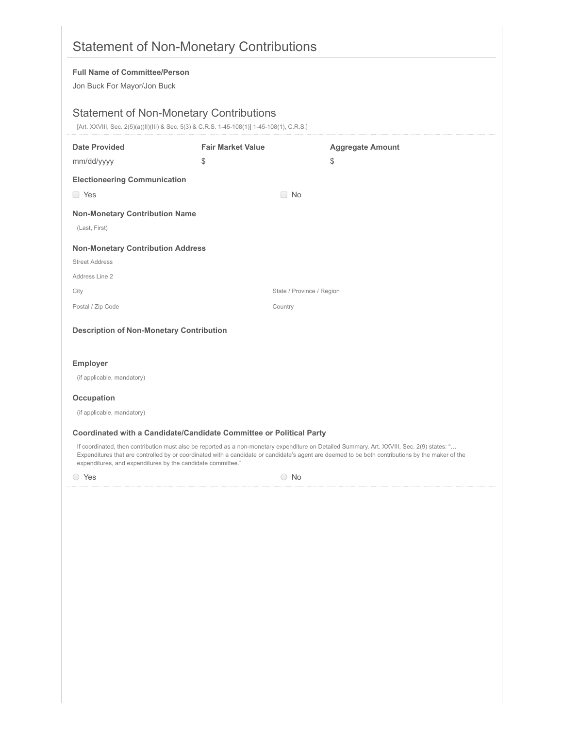# Statement of Non-Monetary Contributions

**Full Name of Committee/Person**

Jon Buck For Mayor/Jon Buck

## Statement of Non-Monetary Contributions

[Art. XXVIII, Sec. 2(5)(a)(II)(III) & Sec. 5(3) & C.R.S. 1-45-108(1)] 1-45-108(1), C.R.S.]

| **Date Provided** | **Fair Market Value** | **Aggregate Amount** |
| --- | --- | --- |
| mm/dd/yyyy | $ | $ |

**Electioneering Communication**

- [ ] Yes
- [ ] No

**Non-Monetary Contribution Name**

(Last, First)

**Non-Monetary Contribution Address**

Street Address

Address Line 2

City

State / Province / Region

Postal / Zip Code

Country

**Description of Non-Monetary Contribution**

**Employer**

(if applicable, mandatory)

**Occupation**

(if applicable, mandatory)

**Coordinated with a Candidate/Candidate Committee or Political Party**

If coordinated, then contribution must also be reported as a non-monetary expenditure on Detailed Summary. Art. XXVIII, Sec. 2(9) states: "… Expenditures that are controlled by or coordinated with a candidate or candidate's agent are deemed to be both contributions by the maker of the expenditures, and expenditures by the candidate committee."

- ○ Yes
- ○ No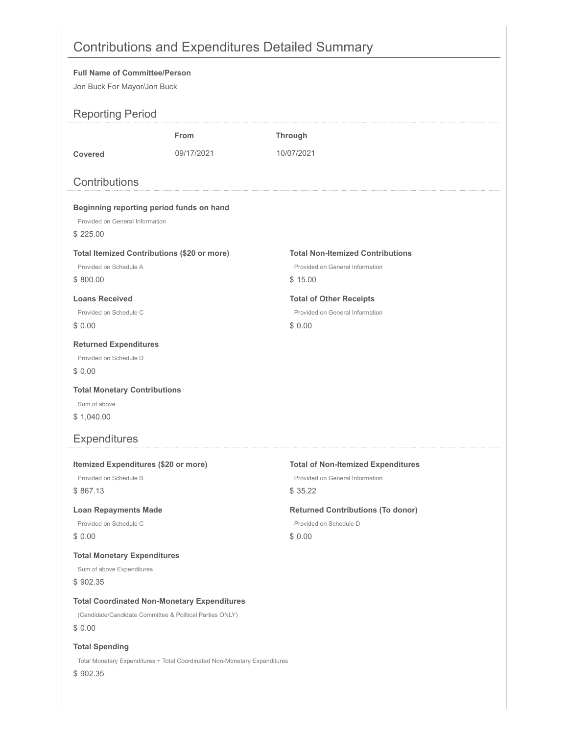# Contributions and Expenditures Detailed Summary

**Full Name of Committee/Person**

Jon Buck For Mayor/Jon Buck

## Reporting Period

| | From | Through |
|---|---|---|
| **Covered** | 09/17/2021 | 10/07/2021 |

## Contributions

**Beginning reporting period funds on hand**

Provided on General Information

$ 225.00

**Total Itemized Contributions ($20 or more)**

Provided on Schedule A

$ 800.00

**Total Non-Itemized Contributions**

Provided on General Information

$ 15.00

**Loans Received**

Provided on Schedule C

$ 0.00

**Total of Other Receipts**

Provided on General Information

$ 0.00

**Returned Expenditures**

Provided on Schedule D

$ 0.00

**Total Monetary Contributions**

Sum of above

$ 1,040.00

## Expenditures

**Itemized Expenditures ($20 or more)**

Provided on Schedule B

$ 867.13

**Total of Non-Itemized Expenditures**

Provided on General Information

$ 35.22

**Loan Repayments Made**

Provided on Schedule C

$ 0.00

**Returned Contributions (To donor)**

Provided on Schedule D

$ 0.00

**Total Monetary Expenditures**

Sum of above Expenditures

$ 902.35

**Total Coordinated Non-Monetary Expenditures**

(Candidate/Candidate Committee & Political Parties ONLY)

$ 0.00

**Total Spending**

Total Monetary Expenditures + Total Coordinated Non-Monetary Expenditures

$ 902.35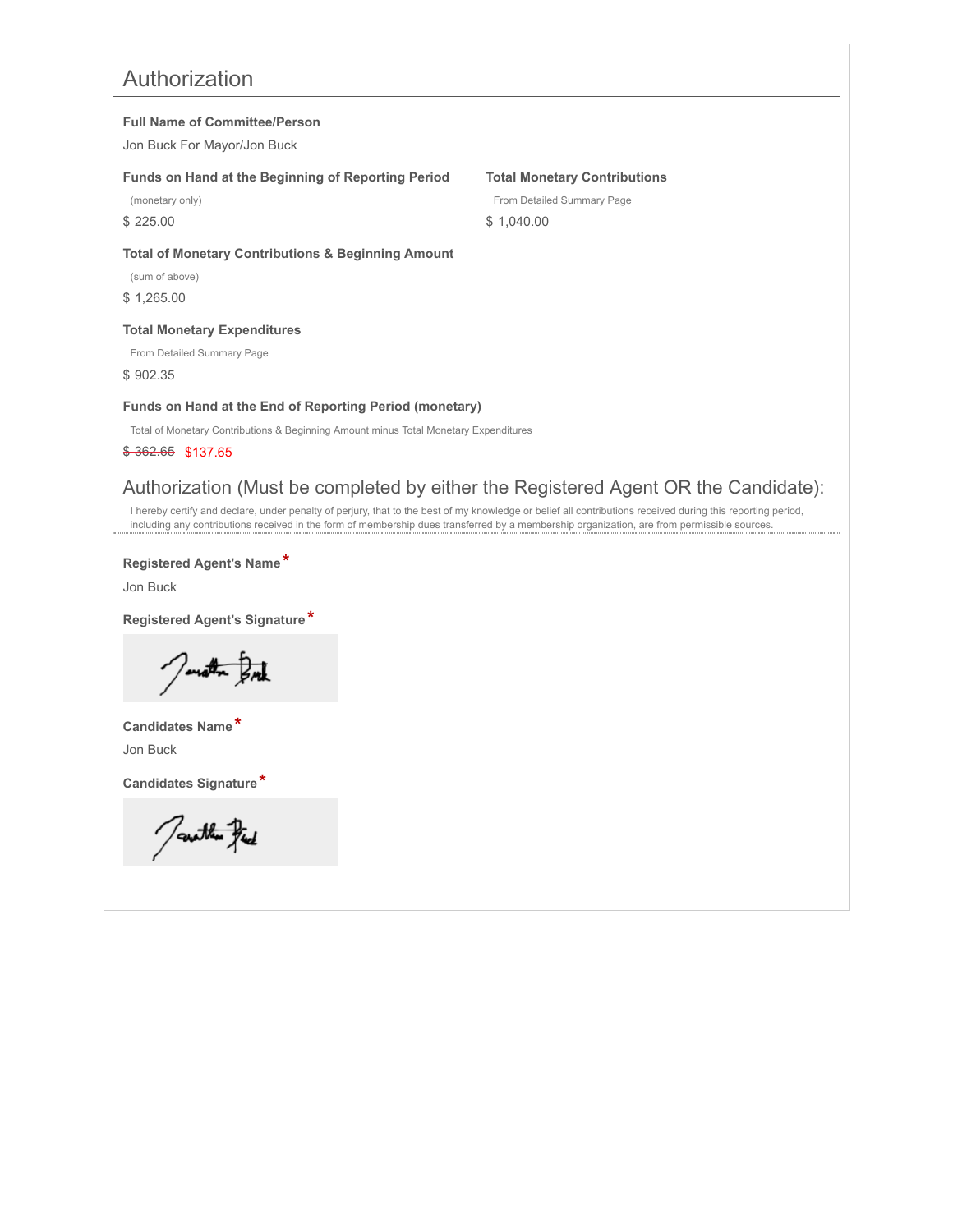# Authorization

**Full Name of Committee/Person**

Jon Buck For Mayor/Jon Buck

**Funds on Hand at the Beginning of Reporting Period**

(monetary only)

$ 225.00

**Total Monetary Contributions**

From Detailed Summary Page

$ 1,040.00

**Total of Monetary Contributions & Beginning Amount**

(sum of above)

$ 1,265.00

**Total Monetary Expenditures**

From Detailed Summary Page

$ 902.35

**Funds on Hand at the End of Reporting Period (monetary)**

Total of Monetary Contributions & Beginning Amount minus Total Monetary Expenditures

~~$ 362.65~~ $137.65

## Authorization (Must be completed by either the Registered Agent OR the Candidate):

I hereby certify and declare, under penalty of perjury, that to the best of my knowledge or belief all contributions received during this reporting period, including any contributions received in the form of membership dues transferred by a membership organization, are from permissible sources.

**Registered Agent's Name** *

Jon Buck

**Registered Agent's Signature** *

**Candidates Name** *

Jon Buck

**Candidates Signature** *